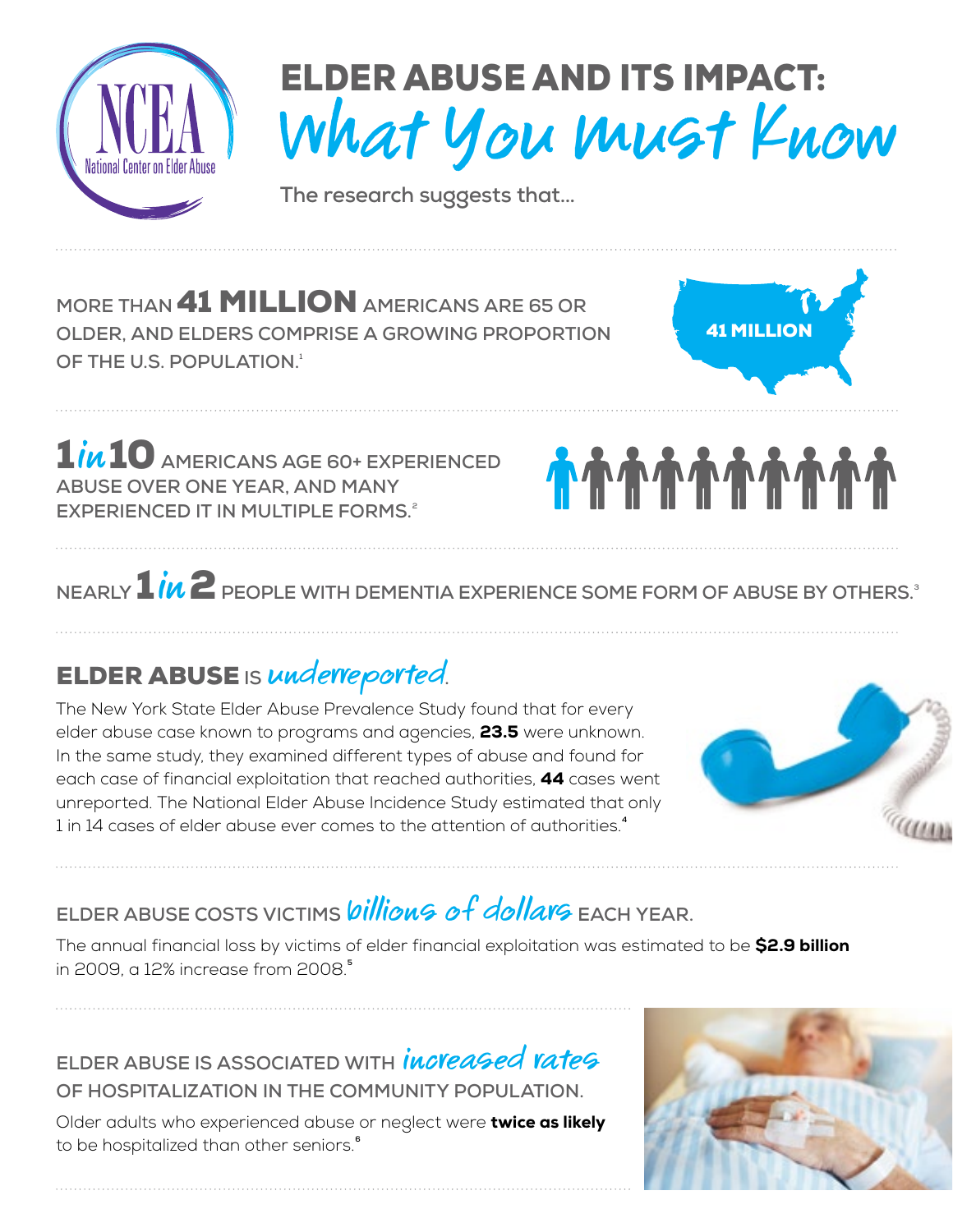# ELDER ABUSE AND ITS IMPACT: What You Must Know

NCEA National Center on Elder Abuse

**The research suggests that…**

MORE THAN **41 MILLION** AMERICANS ARE 65 OR OLDER, AND ELDERS COMPRISE A GROWING PROPORTION OF THE U.S. POPULATION.[1]

41 MILLION

**1 in 10** AMERICANS AGE 60+ EXPERIENCED ABUSE OVER ONE YEAR, AND MANY EXPERIENCED IT IN MULTIPLE FORMS.[2]

NEARLY **1 in 2** PEOPLE WITH DEMENTIA EXPERIENCE SOME FORM OF ABUSE BY OTHERS.[3]

## ELDER ABUSE IS *underreported*.

The New York State Elder Abuse Prevalence Study found that for every elder abuse case known to programs and agencies, **23.5** were unknown. In the same study, they examined different types of abuse and found for each case of financial exploitation that reached authorities, **44** cases went unreported. The National Elder Abuse Incidence Study estimated that only 1 in 14 cases of elder abuse ever comes to the attention of authorities.[4]

## ELDER ABUSE COSTS VICTIMS *billions of dollars* EACH YEAR.

The annual financial loss by victims of elder financial exploitation was estimated to be **$2.9 billion** in 2009, a 12% increase from 2008.[5]

## ELDER ABUSE IS ASSOCIATED WITH *increased rates* OF HOSPITALIZATION IN THE COMMUNITY POPULATION.

Older adults who experienced abuse or neglect were **twice as likely** to be hospitalized than other seniors.[6]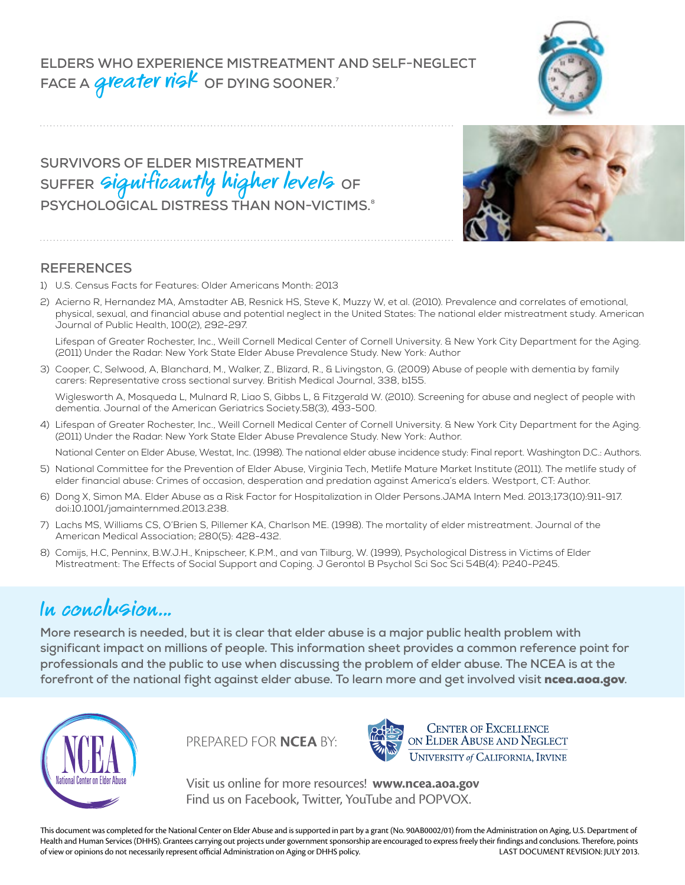ELDERS WHO EXPERIENCE MISTREATMENT AND SELF-NEGLECT FACE A *greater risk* OF DYING SOONER.[7]

SURVIVORS OF ELDER MISTREATMENT SUFFER *significantly higher levels* OF PSYCHOLOGICAL DISTRESS THAN NON-VICTIMS.[8]

## REFERENCES

1) U.S. Census Facts for Features: Older Americans Month: 2013

2) Acierno R, Hernandez MA, Amstadter AB, Resnick HS, Steve K, Muzzy W, et al. (2010). Prevalence and correlates of emotional, physical, sexual, and financial abuse and potential neglect in the United States: The national elder mistreatment study. American Journal of Public Health, 100(2), 292-297.

   Lifespan of Greater Rochester, Inc., Weill Cornell Medical Center of Cornell University. & New York City Department for the Aging. (2011) Under the Radar: New York State Elder Abuse Prevalence Study. New York: Author

3) Cooper, C, Selwood, A, Blanchard, M., Walker, Z., Blizard, R., & Livingston, G. (2009) Abuse of people with dementia by family carers: Representative cross sectional survey. British Medical Journal, 338, b155.

   Wiglesworth A, Mosqueda L, Mulnard R, Liao S, Gibbs L, & Fitzgerald W. (2010). Screening for abuse and neglect of people with dementia. Journal of the American Geriatrics Society.58(3), 493-500.

4) Lifespan of Greater Rochester, Inc., Weill Cornell Medical Center of Cornell University. & New York City Department for the Aging. (2011) Under the Radar: New York State Elder Abuse Prevalence Study. New York: Author.

   National Center on Elder Abuse, Westat, Inc. (1998). The national elder abuse incidence study: Final report. Washington D.C.: Authors.

5) National Committee for the Prevention of Elder Abuse, Virginia Tech, Metlife Mature Market Institute (2011). The metlife study of elder financial abuse: Crimes of occasion, desperation and predation against America's elders. Westport, CT: Author.

6) Dong X, Simon MA. Elder Abuse as a Risk Factor for Hospitalization in Older Persons.JAMA Intern Med. 2013;173(10):911-917. doi:10.1001/jamainternmed.2013.238.

7) Lachs MS, Williams CS, O'Brien S, Pillemer KA, Charlson ME. (1998). The mortality of elder mistreatment. Journal of the American Medical Association; 280(5): 428-432.

8) Comijs, H.C, Penninx, B.W.J.H., Knipscheer, K.P.M., and van Tilburg, W. (1999), Psychological Distress in Victims of Elder Mistreatment: The Effects of Social Support and Coping. J Gerontol B Psychol Sci Soc Sci 54B(4): P240-P245.

## *In conclusion...*

**More research is needed, but it is clear that elder abuse is a major public health problem with significant impact on millions of people. This information sheet provides a common reference point for professionals and the public to use when discussing the problem of elder abuse. The NCEA is at the forefront of the national fight against elder abuse. To learn more and get involved visit ncea.aoa.gov.**

NCEA National Center on Elder Abuse

PREPARED FOR **NCEA** BY:

CENTER OF EXCELLENCE ON ELDER ABUSE AND NEGLECT
UNIVERSITY *of* CALIFORNIA, IRVINE

Visit us online for more resources! **www.ncea.aoa.gov**
Find us on Facebook, Twitter, YouTube and POPVOX.

This document was completed for the National Center on Elder Abuse and is supported in part by a grant (No. 90AB0002/01) from the Administration on Aging, U.S. Department of Health and Human Services (DHHS). Grantees carrying out projects under government sponsorship are encouraged to express freely their findings and conclusions. Therefore, points of view or opinions do not necessarily represent official Administration on Aging or DHHS policy. LAST DOCUMENT REVISION: JULY 2013.